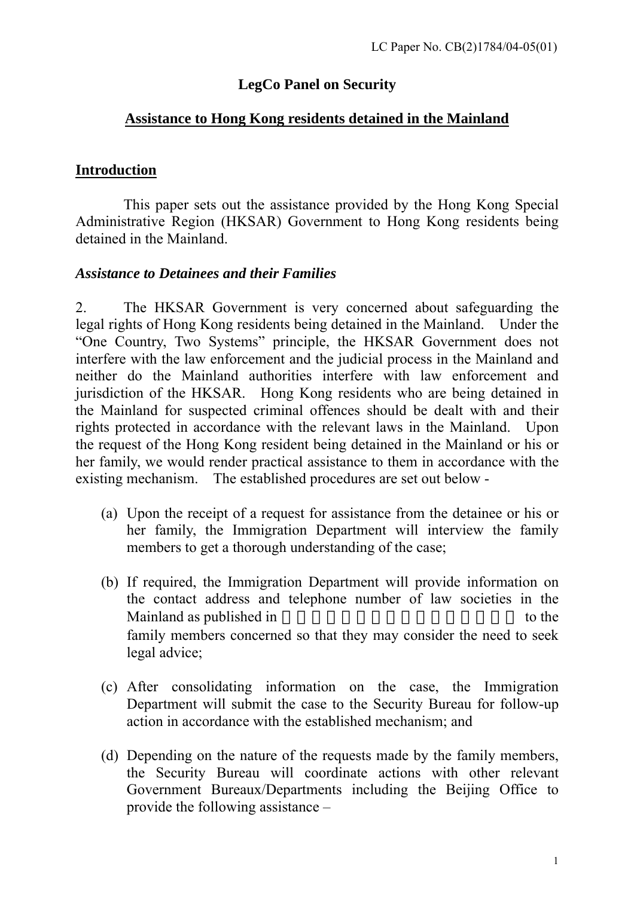LC Paper No. CB(2)1784/04-05(01)

## LegCo Panel on Security

## Assistance to Hong Kong residents detained in the Mainland

### Introduction

This paper sets out the assistance provided by the Hong Kong Special Administrative Region (HKSAR) Government to Hong Kong residents being detained in the Mainland.

### *Assistance to Detainees and their Families*

2. The HKSAR Government is very concerned about safeguarding the legal rights of Hong Kong residents being detained in the Mainland. Under the "One Country, Two Systems" principle, the HKSAR Government does not interfere with the law enforcement and the judicial process in the Mainland and neither do the Mainland authorities interfere with law enforcement and jurisdiction of the HKSAR. Hong Kong residents who are being detained in the Mainland for suspected criminal offences should be dealt with and their rights protected in accordance with the relevant laws in the Mainland. Upon the request of the Hong Kong resident being detained in the Mainland or his or her family, we would render practical assistance to them in accordance with the existing mechanism. The established procedures are set out below -

(a) Upon the receipt of a request for assistance from the detainee or his or her family, the Immigration Department will interview the family members to get a thorough understanding of the case;

(b) If required, the Immigration Department will provide information on the contact address and telephone number of law societies in the Mainland as published in □□□□□□□□□□□□□□□□ to the family members concerned so that they may consider the need to seek legal advice;

(c) After consolidating information on the case, the Immigration Department will submit the case to the Security Bureau for follow-up action in accordance with the established mechanism; and

(d) Depending on the nature of the requests made by the family members, the Security Bureau will coordinate actions with other relevant Government Bureaux/Departments including the Beijing Office to provide the following assistance –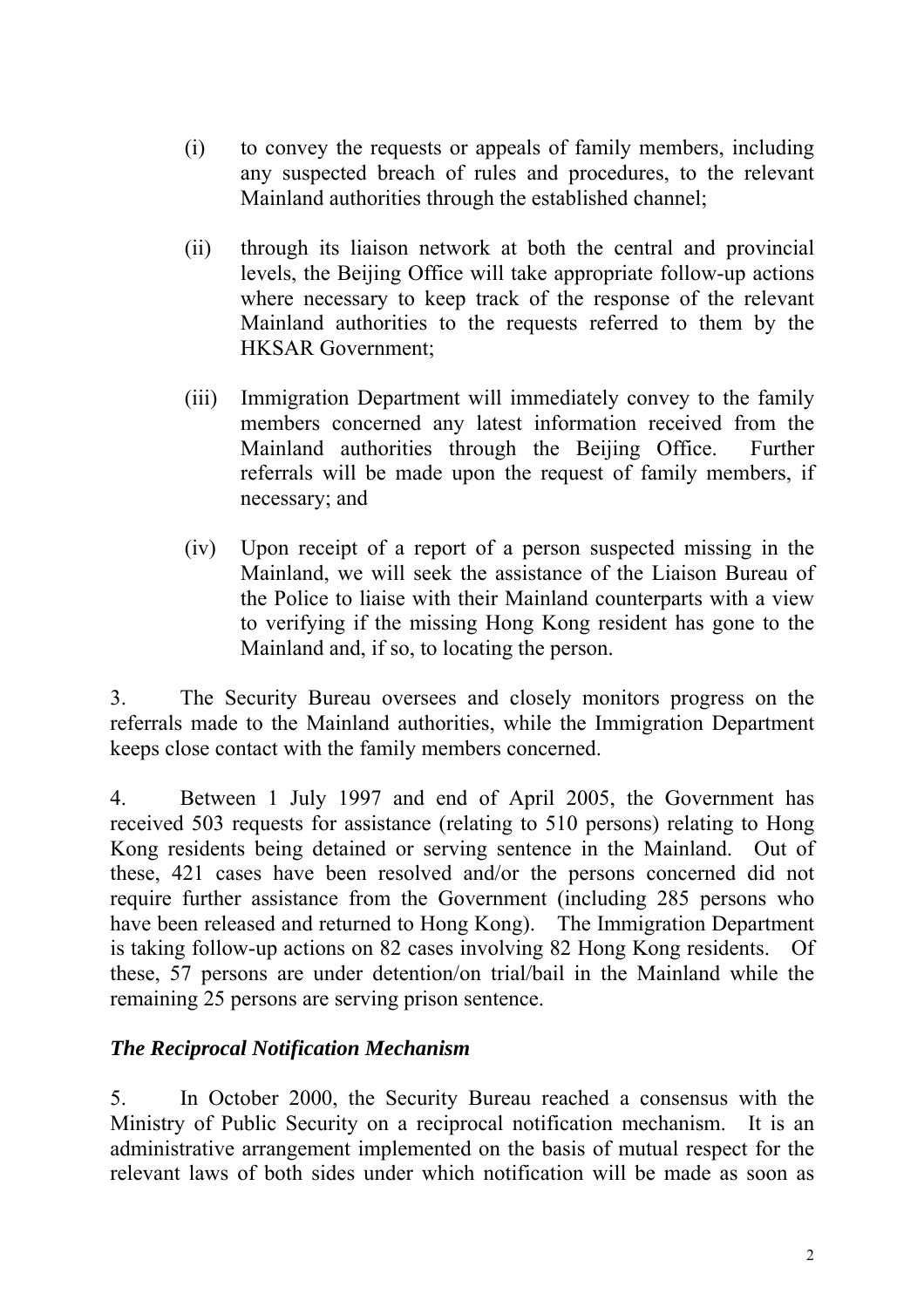(i) to convey the requests or appeals of family members, including any suspected breach of rules and procedures, to the relevant Mainland authorities through the established channel;

(ii) through its liaison network at both the central and provincial levels, the Beijing Office will take appropriate follow-up actions where necessary to keep track of the response of the relevant Mainland authorities to the requests referred to them by the HKSAR Government;

(iii) Immigration Department will immediately convey to the family members concerned any latest information received from the Mainland authorities through the Beijing Office. Further referrals will be made upon the request of family members, if necessary; and

(iv) Upon receipt of a report of a person suspected missing in the Mainland, we will seek the assistance of the Liaison Bureau of the Police to liaise with their Mainland counterparts with a view to verifying if the missing Hong Kong resident has gone to the Mainland and, if so, to locating the person.

3. The Security Bureau oversees and closely monitors progress on the referrals made to the Mainland authorities, while the Immigration Department keeps close contact with the family members concerned.

4. Between 1 July 1997 and end of April 2005, the Government has received 503 requests for assistance (relating to 510 persons) relating to Hong Kong residents being detained or serving sentence in the Mainland. Out of these, 421 cases have been resolved and/or the persons concerned did not require further assistance from the Government (including 285 persons who have been released and returned to Hong Kong). The Immigration Department is taking follow-up actions on 82 cases involving 82 Hong Kong residents. Of these, 57 persons are under detention/on trial/bail in the Mainland while the remaining 25 persons are serving prison sentence.

***The Reciprocal Notification Mechanism***

5. In October 2000, the Security Bureau reached a consensus with the Ministry of Public Security on a reciprocal notification mechanism. It is an administrative arrangement implemented on the basis of mutual respect for the relevant laws of both sides under which notification will be made as soon as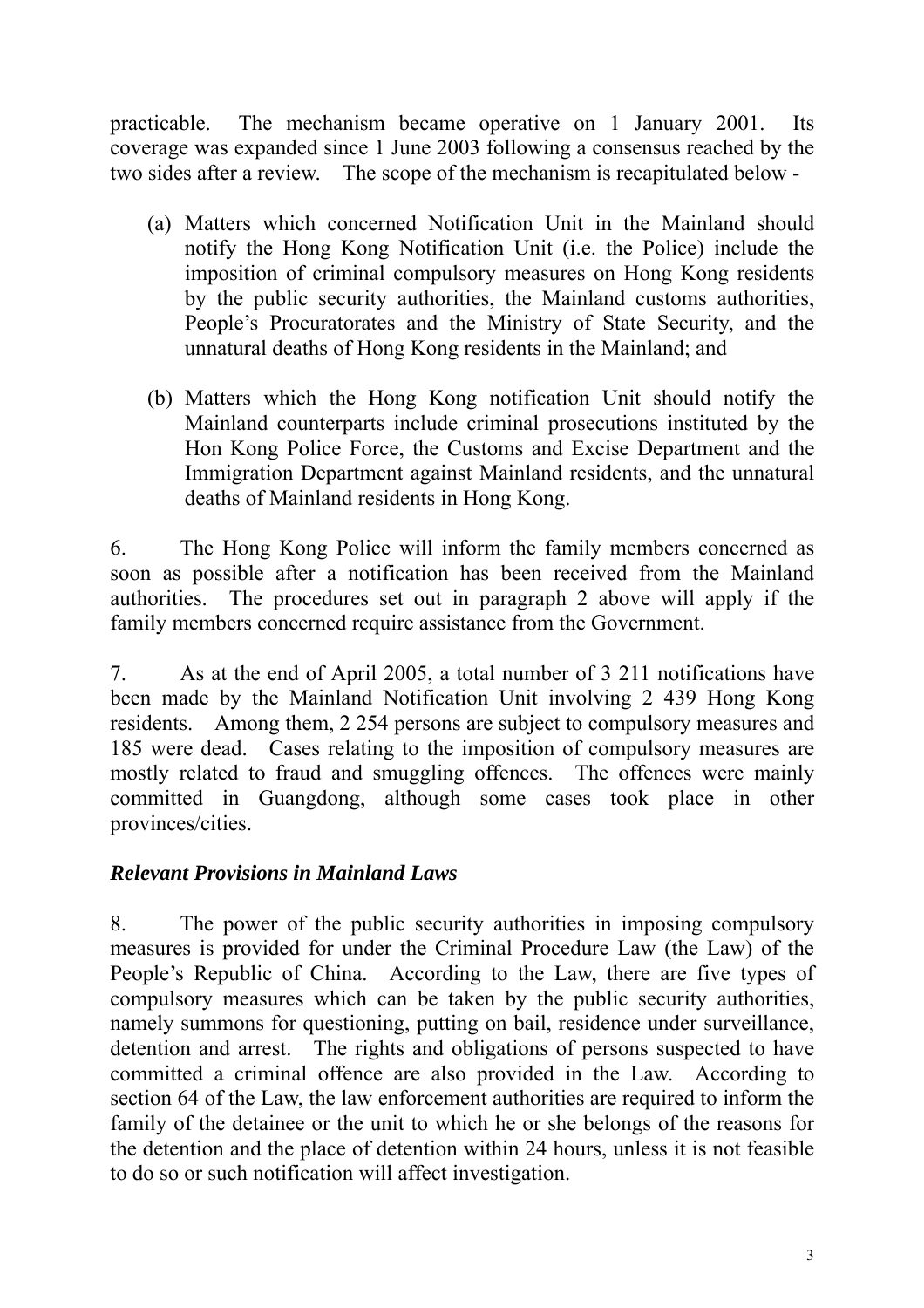practicable. The mechanism became operative on 1 January 2001. Its coverage was expanded since 1 June 2003 following a consensus reached by the two sides after a review. The scope of the mechanism is recapitulated below -

(a) Matters which concerned Notification Unit in the Mainland should notify the Hong Kong Notification Unit (i.e. the Police) include the imposition of criminal compulsory measures on Hong Kong residents by the public security authorities, the Mainland customs authorities, People's Procuratorates and the Ministry of State Security, and the unnatural deaths of Hong Kong residents in the Mainland; and

(b) Matters which the Hong Kong notification Unit should notify the Mainland counterparts include criminal prosecutions instituted by the Hon Kong Police Force, the Customs and Excise Department and the Immigration Department against Mainland residents, and the unnatural deaths of Mainland residents in Hong Kong.

6. The Hong Kong Police will inform the family members concerned as soon as possible after a notification has been received from the Mainland authorities. The procedures set out in paragraph 2 above will apply if the family members concerned require assistance from the Government.

7. As at the end of April 2005, a total number of 3 211 notifications have been made by the Mainland Notification Unit involving 2 439 Hong Kong residents. Among them, 2 254 persons are subject to compulsory measures and 185 were dead. Cases relating to the imposition of compulsory measures are mostly related to fraud and smuggling offences. The offences were mainly committed in Guangdong, although some cases took place in other provinces/cities.

***Relevant Provisions in Mainland Laws***

8. The power of the public security authorities in imposing compulsory measures is provided for under the Criminal Procedure Law (the Law) of the People's Republic of China. According to the Law, there are five types of compulsory measures which can be taken by the public security authorities, namely summons for questioning, putting on bail, residence under surveillance, detention and arrest. The rights and obligations of persons suspected to have committed a criminal offence are also provided in the Law. According to section 64 of the Law, the law enforcement authorities are required to inform the family of the detainee or the unit to which he or she belongs of the reasons for the detention and the place of detention within 24 hours, unless it is not feasible to do so or such notification will affect investigation.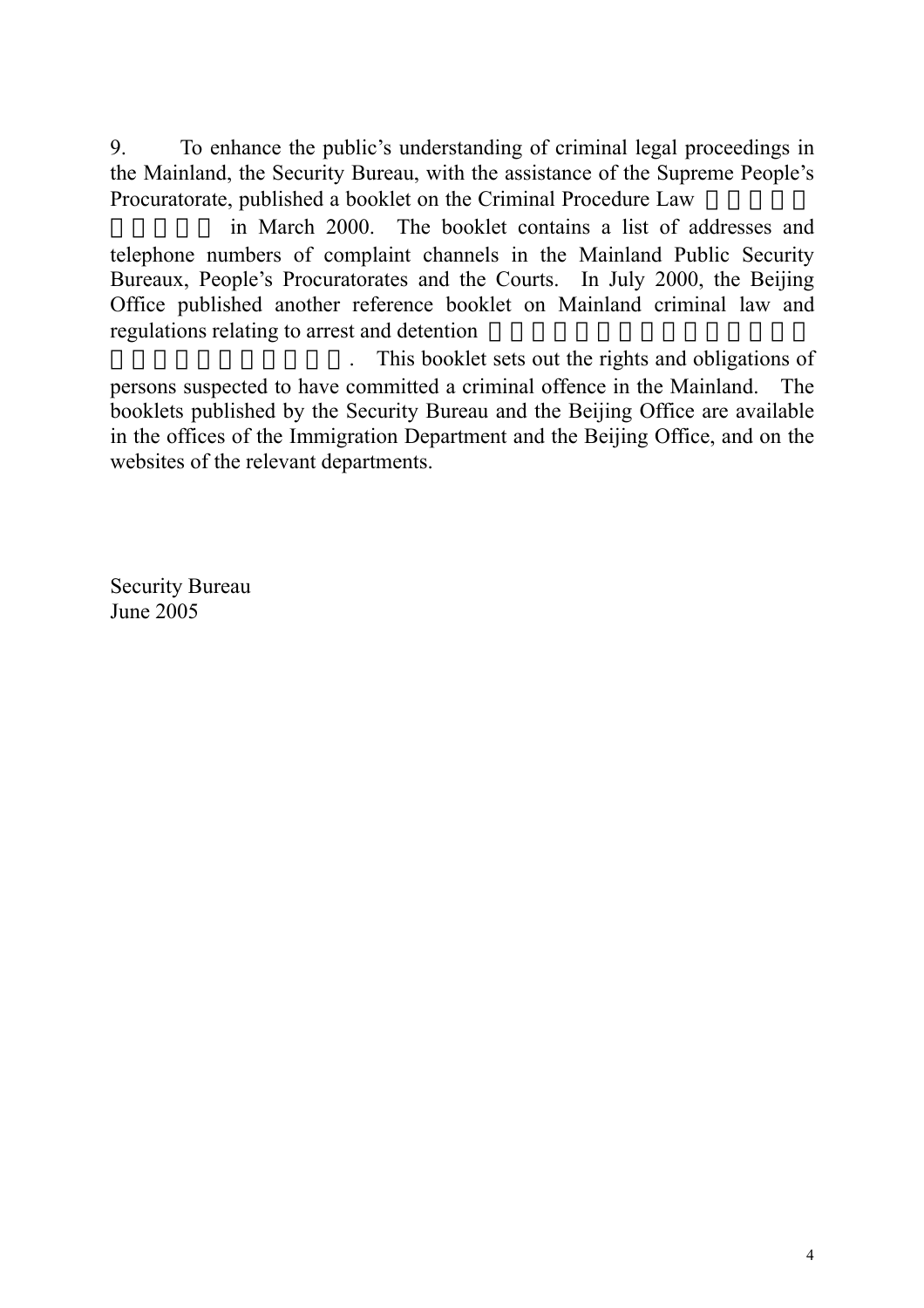9. To enhance the public's understanding of criminal legal proceedings in the Mainland, the Security Bureau, with the assistance of the Supreme People's Procuratorate, published a booklet on the Criminal Procedure Law in March 2000. The booklet contains a list of addresses and telephone numbers of complaint channels in the Mainland Public Security Bureaux, People's Procuratorates and the Courts. In July 2000, the Beijing Office published another reference booklet on Mainland criminal law and regulations relating to arrest and detention . This booklet sets out the rights and obligations of persons suspected to have committed a criminal offence in the Mainland. The booklets published by the Security Bureau and the Beijing Office are available in the offices of the Immigration Department and the Beijing Office, and on the websites of the relevant departments.

Security Bureau
June 2005